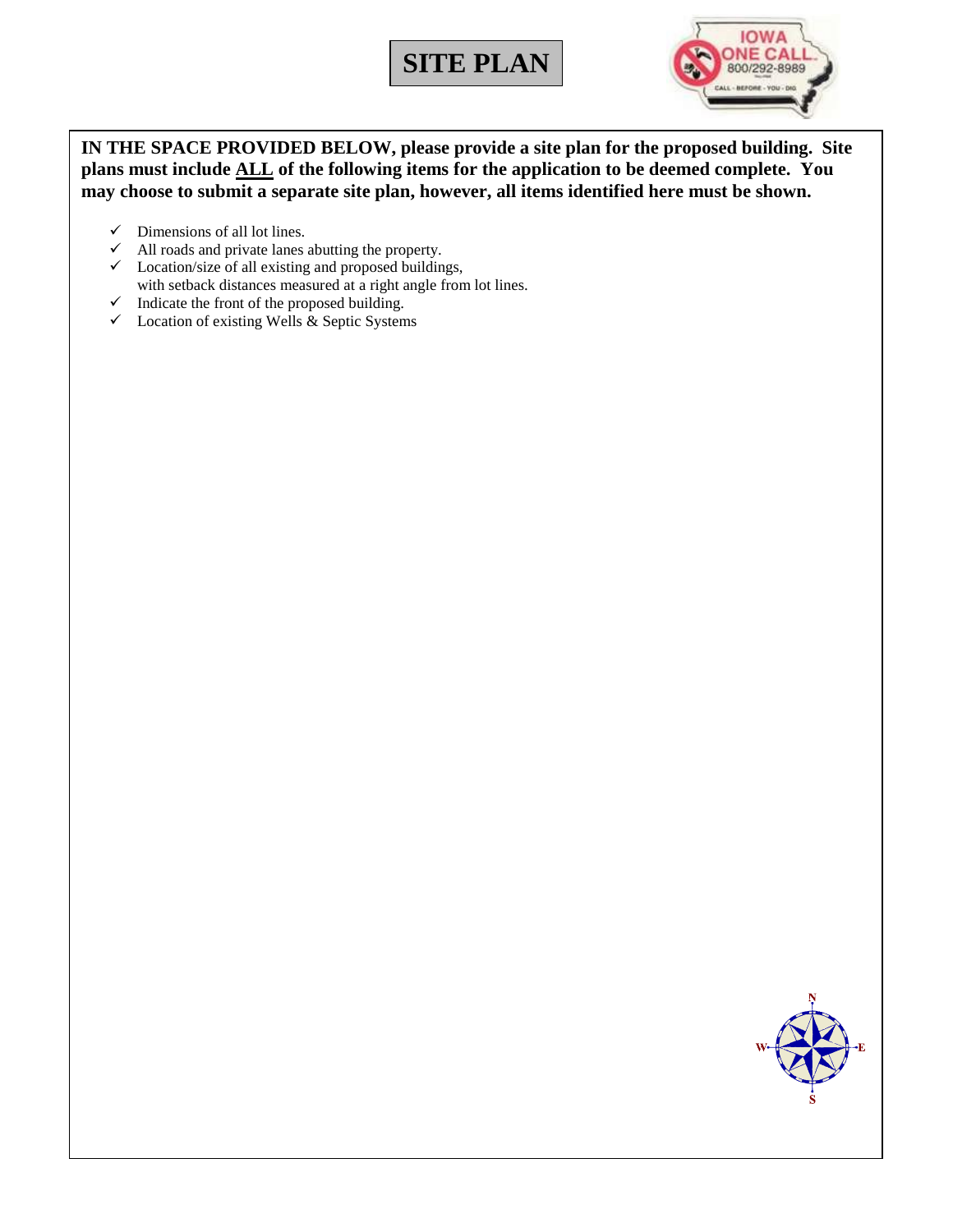# SITE PLAN

**IN THE SPACE PROVIDED BELOW, please provide a site plan for the proposed building. Site plans must include <u>ALL</u> of the following items for the application to be deemed complete. You may choose to submit a separate site plan, however, all items identified here must be shown.**

- ✓ Dimensions of all lot lines.
- ✓ All roads and private lanes abutting the property.
- ✓ Location/size of all existing and proposed buildings, with setback distances measured at a right angle from lot lines.
- ✓ Indicate the front of the proposed building.
- ✓ Location of existing Wells & Septic Systems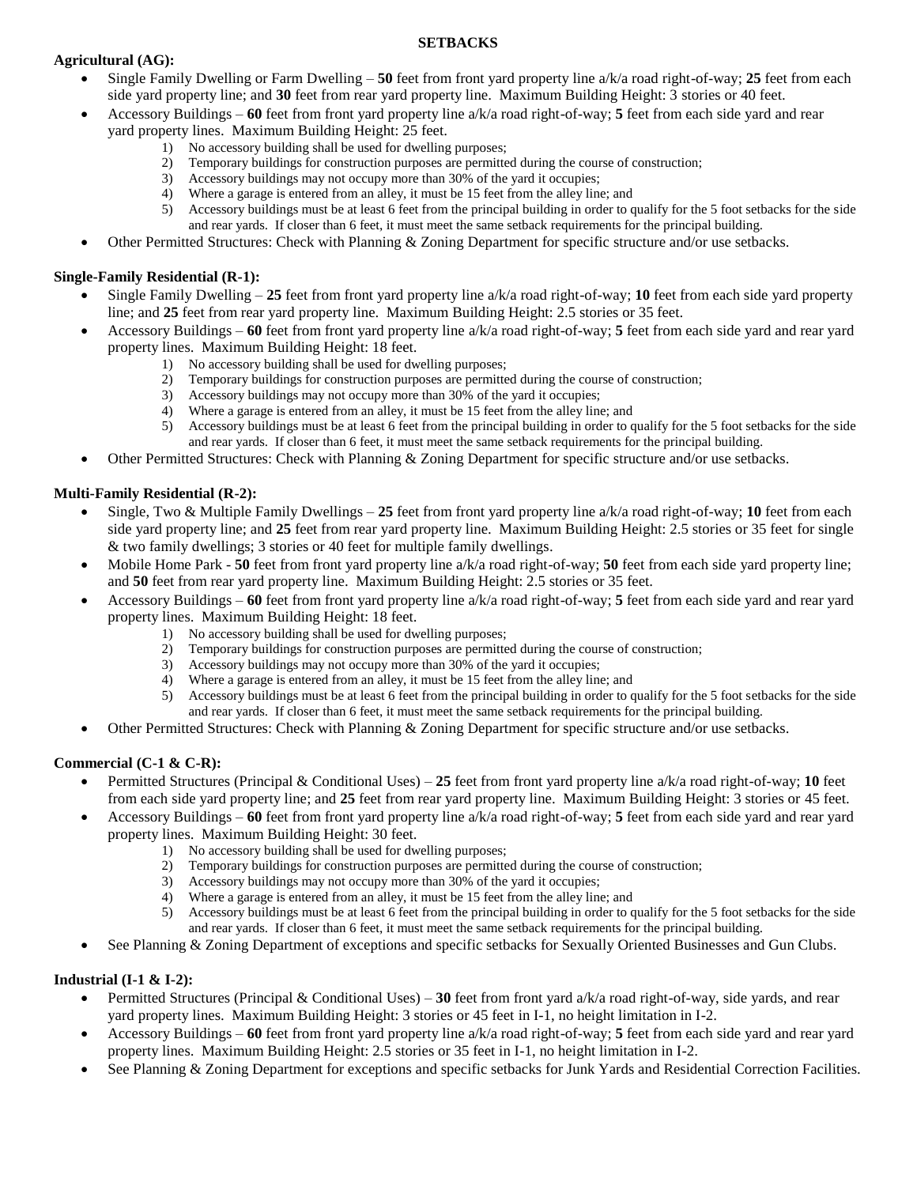# SETBACKS

**Agricultural (AG):**

- Single Family Dwelling or Farm Dwelling – **50** feet from front yard property line a/k/a road right-of-way; **25** feet from each side yard property line; and **30** feet from rear yard property line. Maximum Building Height: 3 stories or 40 feet.
- Accessory Buildings – **60** feet from front yard property line a/k/a road right-of-way; **5** feet from each side yard and rear yard property lines. Maximum Building Height: 25 feet.
    1) No accessory building shall be used for dwelling purposes;
    2) Temporary buildings for construction purposes are permitted during the course of construction;
    3) Accessory buildings may not occupy more than 30% of the yard it occupies;
    4) Where a garage is entered from an alley, it must be 15 feet from the alley line; and
    5) Accessory buildings must be at least 6 feet from the principal building in order to qualify for the 5 foot setbacks for the side and rear yards. If closer than 6 feet, it must meet the same setback requirements for the principal building.
- Other Permitted Structures: Check with Planning & Zoning Department for specific structure and/or use setbacks.

**Single-Family Residential (R-1):**

- Single Family Dwelling – **25** feet from front yard property line a/k/a road right-of-way; **10** feet from each side yard property line; and **25** feet from rear yard property line. Maximum Building Height: 2.5 stories or 35 feet.
- Accessory Buildings – **60** feet from front yard property line a/k/a road right-of-way; **5** feet from each side yard and rear yard property lines. Maximum Building Height: 18 feet.
    1) No accessory building shall be used for dwelling purposes;
    2) Temporary buildings for construction purposes are permitted during the course of construction;
    3) Accessory buildings may not occupy more than 30% of the yard it occupies;
    4) Where a garage is entered from an alley, it must be 15 feet from the alley line; and
    5) Accessory buildings must be at least 6 feet from the principal building in order to qualify for the 5 foot setbacks for the side and rear yards. If closer than 6 feet, it must meet the same setback requirements for the principal building.
- Other Permitted Structures: Check with Planning & Zoning Department for specific structure and/or use setbacks.

**Multi-Family Residential (R-2):**

- Single, Two & Multiple Family Dwellings – **25** feet from front yard property line a/k/a road right-of-way; **10** feet from each side yard property line; and **25** feet from rear yard property line. Maximum Building Height: 2.5 stories or 35 feet for single & two family dwellings; 3 stories or 40 feet for multiple family dwellings.
- Mobile Home Park - **50** feet from front yard property line a/k/a road right-of-way; **50** feet from each side yard property line; and **50** feet from rear yard property line. Maximum Building Height: 2.5 stories or 35 feet.
- Accessory Buildings – **60** feet from front yard property line a/k/a road right-of-way; **5** feet from each side yard and rear yard property lines. Maximum Building Height: 18 feet.
    1) No accessory building shall be used for dwelling purposes;
    2) Temporary buildings for construction purposes are permitted during the course of construction;
    3) Accessory buildings may not occupy more than 30% of the yard it occupies;
    4) Where a garage is entered from an alley, it must be 15 feet from the alley line; and
    5) Accessory buildings must be at least 6 feet from the principal building in order to qualify for the 5 foot setbacks for the side and rear yards. If closer than 6 feet, it must meet the same setback requirements for the principal building.
- Other Permitted Structures: Check with Planning & Zoning Department for specific structure and/or use setbacks.

**Commercial (C-1 & C-R):**

- Permitted Structures (Principal & Conditional Uses) – **25** feet from front yard property line a/k/a road right-of-way; **10** feet from each side yard property line; and **25** feet from rear yard property line. Maximum Building Height: 3 stories or 45 feet.
- Accessory Buildings – **60** feet from front yard property line a/k/a road right-of-way; **5** feet from each side yard and rear yard property lines. Maximum Building Height: 30 feet.
    1) No accessory building shall be used for dwelling purposes;
    2) Temporary buildings for construction purposes are permitted during the course of construction;
    3) Accessory buildings may not occupy more than 30% of the yard it occupies;
    4) Where a garage is entered from an alley, it must be 15 feet from the alley line; and
    5) Accessory buildings must be at least 6 feet from the principal building in order to qualify for the 5 foot setbacks for the side and rear yards. If closer than 6 feet, it must meet the same setback requirements for the principal building.
- See Planning & Zoning Department of exceptions and specific setbacks for Sexually Oriented Businesses and Gun Clubs.

**Industrial (I-1 & I-2):**

- Permitted Structures (Principal & Conditional Uses) – **30** feet from front yard a/k/a road right-of-way, side yards, and rear yard property lines. Maximum Building Height: 3 stories or 45 feet in I-1, no height limitation in I-2.
- Accessory Buildings – **60** feet from front yard property line a/k/a road right-of-way; **5** feet from each side yard and rear yard property lines. Maximum Building Height: 2.5 stories or 35 feet in I-1, no height limitation in I-2.
- See Planning & Zoning Department for exceptions and specific setbacks for Junk Yards and Residential Correction Facilities.